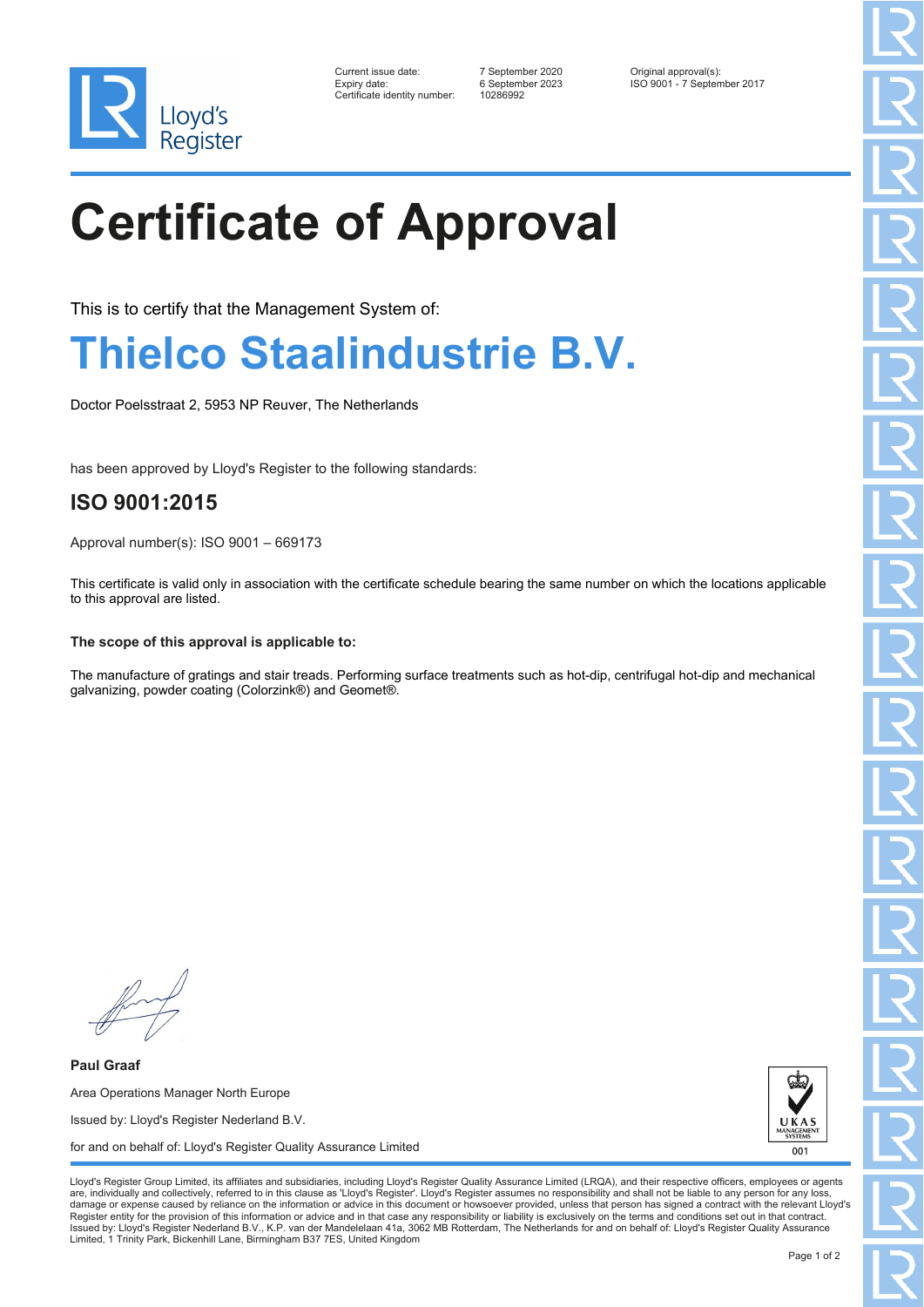Lloyd's Register

| | | |
|---|---|---|
| Current issue date: | 7 September 2020 | Original approval(s): |
| Expiry date: | 6 September 2023 | ISO 9001 - 7 September 2017 |
| Certificate identity number: | 10286992 | |

# Certificate of Approval

This is to certify that the Management System of:

## Thielco Staalindustrie B.V.

Doctor Poelsstraat 2, 5953 NP Reuver, The Netherlands

has been approved by Lloyd's Register to the following standards:

### ISO 9001:2015

Approval number(s): ISO 9001 – 669173

This certificate is valid only in association with the certificate schedule bearing the same number on which the locations applicable to this approval are listed.

**The scope of this approval is applicable to:**

The manufacture of gratings and stair treads. Performing surface treatments such as hot-dip, centrifugal hot-dip and mechanical galvanizing, powder coating (Colorzink®) and Geomet®.

**Paul Graaf**

Area Operations Manager North Europe

Issued by: Lloyd's Register Nederland B.V.

for and on behalf of: Lloyd's Register Quality Assurance Limited

UKAS MANAGEMENT SYSTEMS 001

Lloyd's Register Group Limited, its affiliates and subsidiaries, including Lloyd's Register Quality Assurance Limited (LRQA), and their respective officers, employees or agents are, individually and collectively, referred to in this clause as 'Lloyd's Register'. Lloyd's Register assumes no responsibility and shall not be liable to any person for any loss, damage or expense caused by reliance on the information or advice in this document or howsoever provided, unless that person has signed a contract with the relevant Lloyd's Register entity for the provision of this information or advice and in that case any responsibility or liability is exclusively on the terms and conditions set out in that contract. Issued by: Lloyd's Register Nederland B.V., K.P. van der Mandelelaan 41a, 3062 MB Rotterdam, The Netherlands for and on behalf of: Lloyd's Register Quality Assurance Limited, 1 Trinity Park, Bickenhill Lane, Birmingham B37 7ES, United Kingdom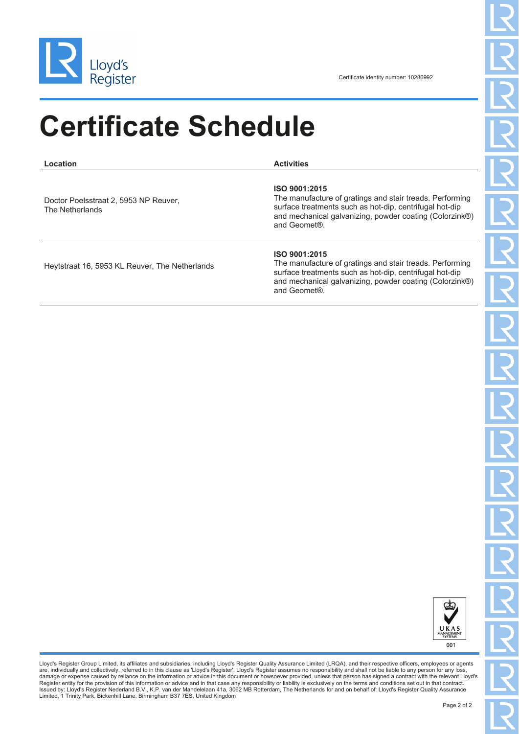Lloyd's Register

Certificate identity number: 10286992

# Certificate Schedule

| Location | Activities |
|---|---|
| Doctor Poelsstraat 2, 5953 NP Reuver, The Netherlands | **ISO 9001:2015** The manufacture of gratings and stair treads. Performing surface treatments such as hot-dip, centrifugal hot-dip and mechanical galvanizing, powder coating (Colorzink®) and Geomet®. |
| Heytstraat 16, 5953 KL Reuver, The Netherlands | **ISO 9001:2015** The manufacture of gratings and stair treads. Performing surface treatments such as hot-dip, centrifugal hot-dip and mechanical galvanizing, powder coating (Colorzink®) and Geomet®. |

UKAS MANAGEMENT SYSTEMS 001

Lloyd's Register Group Limited, its affiliates and subsidiaries, including Lloyd's Register Quality Assurance Limited (LRQA), and their respective officers, employees or agents are, individually and collectively, referred to in this clause as 'Lloyd's Register'. Lloyd's Register assumes no responsibility and shall not be liable to any person for any loss, damage or expense caused by reliance on the information or advice in this document or howsoever provided, unless that person has signed a contract with the relevant Lloyd's Register entity for the provision of this information or advice and in that case any responsibility or liability is exclusively on the terms and conditions set out in that contract.
Issued by: Lloyd's Register Nederland B.V., K.P. van der Mandelelaan 41a, 3062 MB Rotterdam, The Netherlands for and on behalf of: Lloyd's Register Quality Assurance Limited, 1 Trinity Park, Bickenhill Lane, Birmingham B37 7ES, United Kingdom